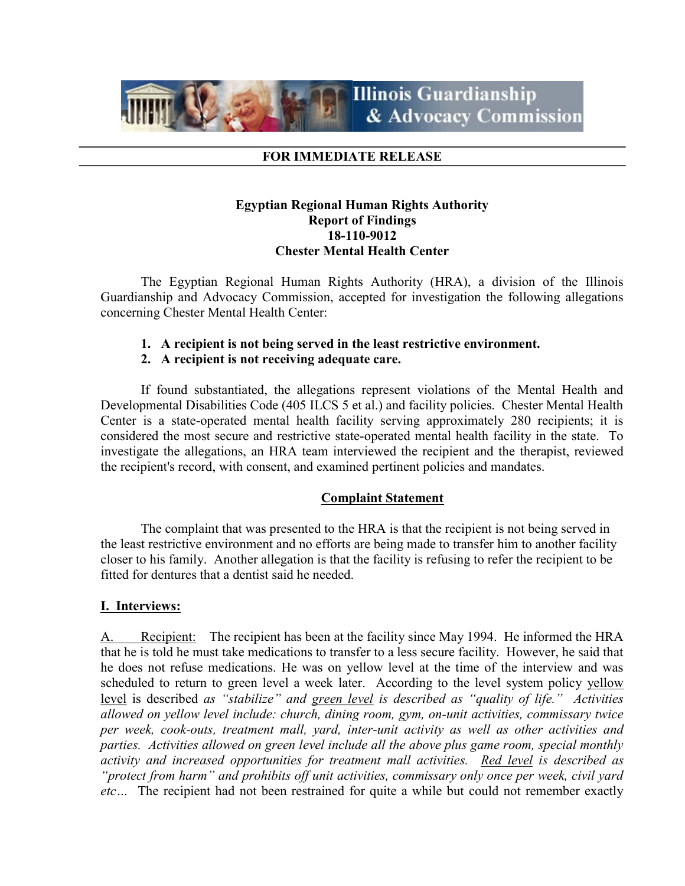Illinois Guardianship & Advocacy Commission

**FOR IMMEDIATE RELEASE**

**Egyptian Regional Human Rights Authority**
**Report of Findings**
**18-110-9012**
**Chester Mental Health Center**

The Egyptian Regional Human Rights Authority (HRA), a division of the Illinois Guardianship and Advocacy Commission, accepted for investigation the following allegations concerning Chester Mental Health Center:

1. **A recipient is not being served in the least restrictive environment.**
2. **A recipient is not receiving adequate care.**

If found substantiated, the allegations represent violations of the Mental Health and Developmental Disabilities Code (405 ILCS 5 et al.) and facility policies. Chester Mental Health Center is a state-operated mental health facility serving approximately 280 recipients; it is considered the most secure and restrictive state-operated mental health facility in the state. To investigate the allegations, an HRA team interviewed the recipient and the therapist, reviewed the recipient's record, with consent, and examined pertinent policies and mandates.

## Complaint Statement

The complaint that was presented to the HRA is that the recipient is not being served in the least restrictive environment and no efforts are being made to transfer him to another facility closer to his family. Another allegation is that the facility is refusing to refer the recipient to be fitted for dentures that a dentist said he needed.

## I. Interviews:

A. Recipient: The recipient has been at the facility since May 1994. He informed the HRA that he is told he must take medications to transfer to a less secure facility. However, he said that he does not refuse medications. He was on yellow level at the time of the interview and was scheduled to return to green level a week later. According to the level system policy yellow level is described *as "stabilize" and green level is described as "quality of life." Activities allowed on yellow level include: church, dining room, gym, on-unit activities, commissary twice per week, cook-outs, treatment mall, yard, inter-unit activity as well as other activities and parties. Activities allowed on green level include all the above plus game room, special monthly activity and increased opportunities for treatment mall activities. Red level is described as "protect from harm" and prohibits off unit activities, commissary only once per week, civil yard etc…* The recipient had not been restrained for quite a while but could not remember exactly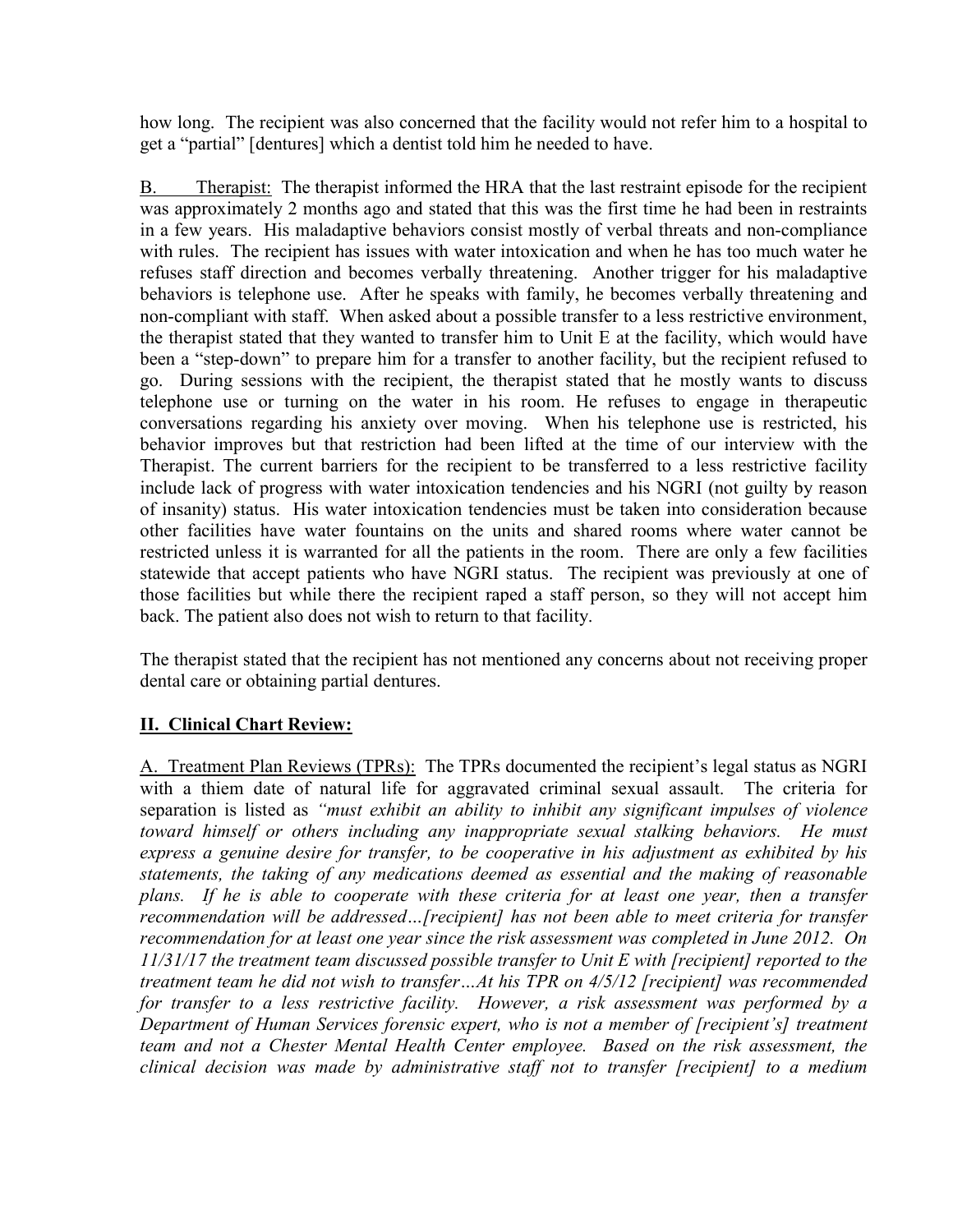how long. The recipient was also concerned that the facility would not refer him to a hospital to get a "partial" [dentures] which a dentist told him he needed to have.

B. Therapist: The therapist informed the HRA that the last restraint episode for the recipient was approximately 2 months ago and stated that this was the first time he had been in restraints in a few years. His maladaptive behaviors consist mostly of verbal threats and non-compliance with rules. The recipient has issues with water intoxication and when he has too much water he refuses staff direction and becomes verbally threatening. Another trigger for his maladaptive behaviors is telephone use. After he speaks with family, he becomes verbally threatening and non-compliant with staff. When asked about a possible transfer to a less restrictive environment, the therapist stated that they wanted to transfer him to Unit E at the facility, which would have been a "step-down" to prepare him for a transfer to another facility, but the recipient refused to go. During sessions with the recipient, the therapist stated that he mostly wants to discuss telephone use or turning on the water in his room. He refuses to engage in therapeutic conversations regarding his anxiety over moving. When his telephone use is restricted, his behavior improves but that restriction had been lifted at the time of our interview with the Therapist. The current barriers for the recipient to be transferred to a less restrictive facility include lack of progress with water intoxication tendencies and his NGRI (not guilty by reason of insanity) status. His water intoxication tendencies must be taken into consideration because other facilities have water fountains on the units and shared rooms where water cannot be restricted unless it is warranted for all the patients in the room. There are only a few facilities statewide that accept patients who have NGRI status. The recipient was previously at one of those facilities but while there the recipient raped a staff person, so they will not accept him back. The patient also does not wish to return to that facility.

The therapist stated that the recipient has not mentioned any concerns about not receiving proper dental care or obtaining partial dentures.

## II. Clinical Chart Review:

A. Treatment Plan Reviews (TPRs): The TPRs documented the recipient's legal status as NGRI with a thiem date of natural life for aggravated criminal sexual assault. The criteria for separation is listed as *"must exhibit an ability to inhibit any significant impulses of violence toward himself or others including any inappropriate sexual stalking behaviors. He must express a genuine desire for transfer, to be cooperative in his adjustment as exhibited by his statements, the taking of any medications deemed as essential and the making of reasonable plans. If he is able to cooperate with these criteria for at least one year, then a transfer recommendation will be addressed…[recipient] has not been able to meet criteria for transfer recommendation for at least one year since the risk assessment was completed in June 2012. On 11/31/17 the treatment team discussed possible transfer to Unit E with [recipient] reported to the treatment team he did not wish to transfer…At his TPR on 4/5/12 [recipient] was recommended for transfer to a less restrictive facility. However, a risk assessment was performed by a Department of Human Services forensic expert, who is not a member of [recipient's] treatment team and not a Chester Mental Health Center employee. Based on the risk assessment, the clinical decision was made by administrative staff not to transfer [recipient] to a medium*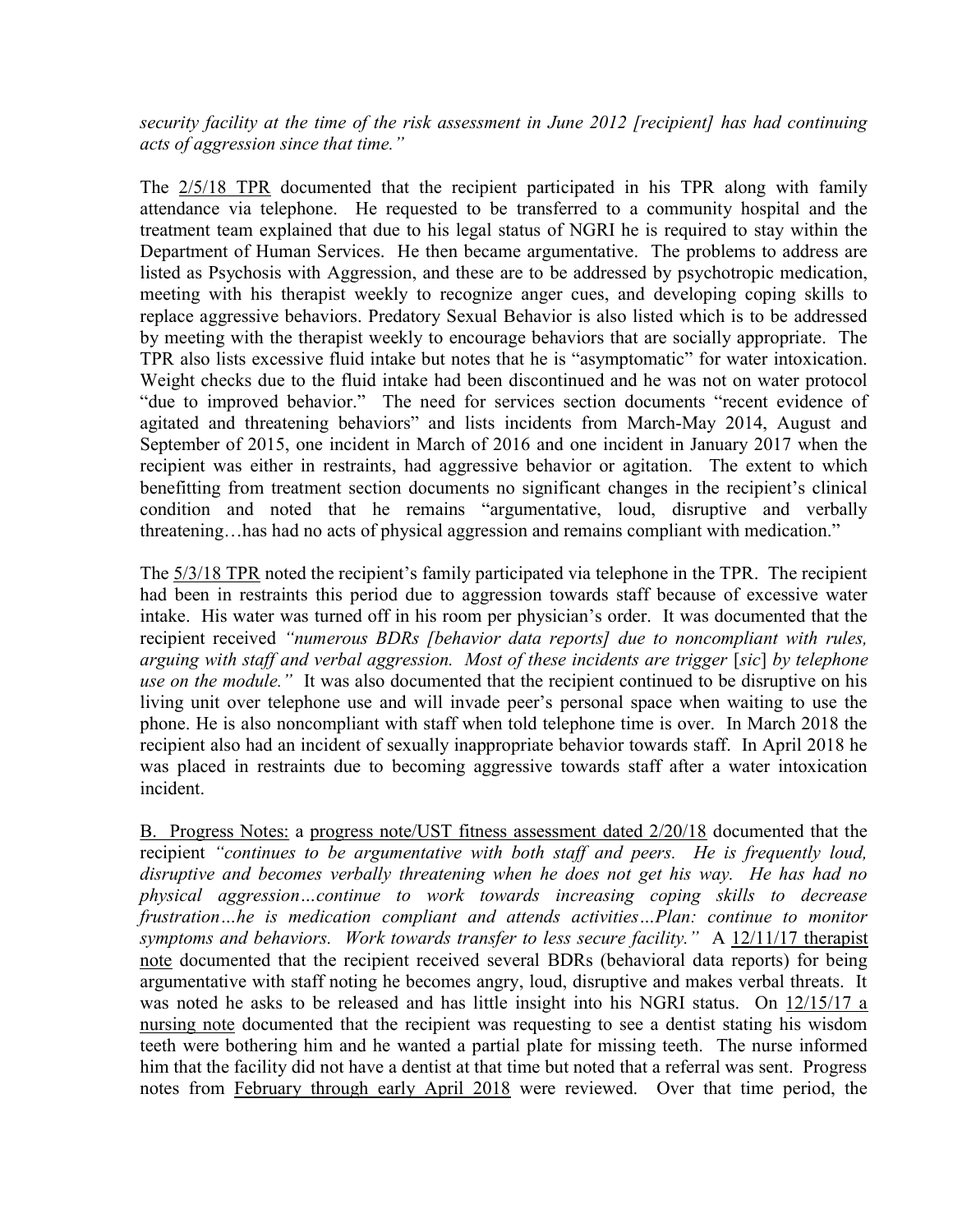*security facility at the time of the risk assessment in June 2012 [recipient] has had continuing acts of aggression since that time."*

The 2/5/18 TPR documented that the recipient participated in his TPR along with family attendance via telephone. He requested to be transferred to a community hospital and the treatment team explained that due to his legal status of NGRI he is required to stay within the Department of Human Services. He then became argumentative. The problems to address are listed as Psychosis with Aggression, and these are to be addressed by psychotropic medication, meeting with his therapist weekly to recognize anger cues, and developing coping skills to replace aggressive behaviors. Predatory Sexual Behavior is also listed which is to be addressed by meeting with the therapist weekly to encourage behaviors that are socially appropriate. The TPR also lists excessive fluid intake but notes that he is "asymptomatic" for water intoxication. Weight checks due to the fluid intake had been discontinued and he was not on water protocol "due to improved behavior." The need for services section documents "recent evidence of agitated and threatening behaviors" and lists incidents from March-May 2014, August and September of 2015, one incident in March of 2016 and one incident in January 2017 when the recipient was either in restraints, had aggressive behavior or agitation. The extent to which benefitting from treatment section documents no significant changes in the recipient's clinical condition and noted that he remains "argumentative, loud, disruptive and verbally threatening…has had no acts of physical aggression and remains compliant with medication."

The 5/3/18 TPR noted the recipient's family participated via telephone in the TPR. The recipient had been in restraints this period due to aggression towards staff because of excessive water intake. His water was turned off in his room per physician's order. It was documented that the recipient received *"numerous BDRs [behavior data reports] due to noncompliant with rules, arguing with staff and verbal aggression. Most of these incidents are trigger [sic] by telephone use on the module."* It was also documented that the recipient continued to be disruptive on his living unit over telephone use and will invade peer's personal space when waiting to use the phone. He is also noncompliant with staff when told telephone time is over. In March 2018 the recipient also had an incident of sexually inappropriate behavior towards staff. In April 2018 he was placed in restraints due to becoming aggressive towards staff after a water intoxication incident.

B. Progress Notes: a progress note/UST fitness assessment dated 2/20/18 documented that the recipient *"continues to be argumentative with both staff and peers. He is frequently loud, disruptive and becomes verbally threatening when he does not get his way. He has had no physical aggression…continue to work towards increasing coping skills to decrease frustration…he is medication compliant and attends activities…Plan: continue to monitor symptoms and behaviors. Work towards transfer to less secure facility."* A 12/11/17 therapist note documented that the recipient received several BDRs (behavioral data reports) for being argumentative with staff noting he becomes angry, loud, disruptive and makes verbal threats. It was noted he asks to be released and has little insight into his NGRI status. On 12/15/17 a nursing note documented that the recipient was requesting to see a dentist stating his wisdom teeth were bothering him and he wanted a partial plate for missing teeth. The nurse informed him that the facility did not have a dentist at that time but noted that a referral was sent. Progress notes from February through early April 2018 were reviewed. Over that time period, the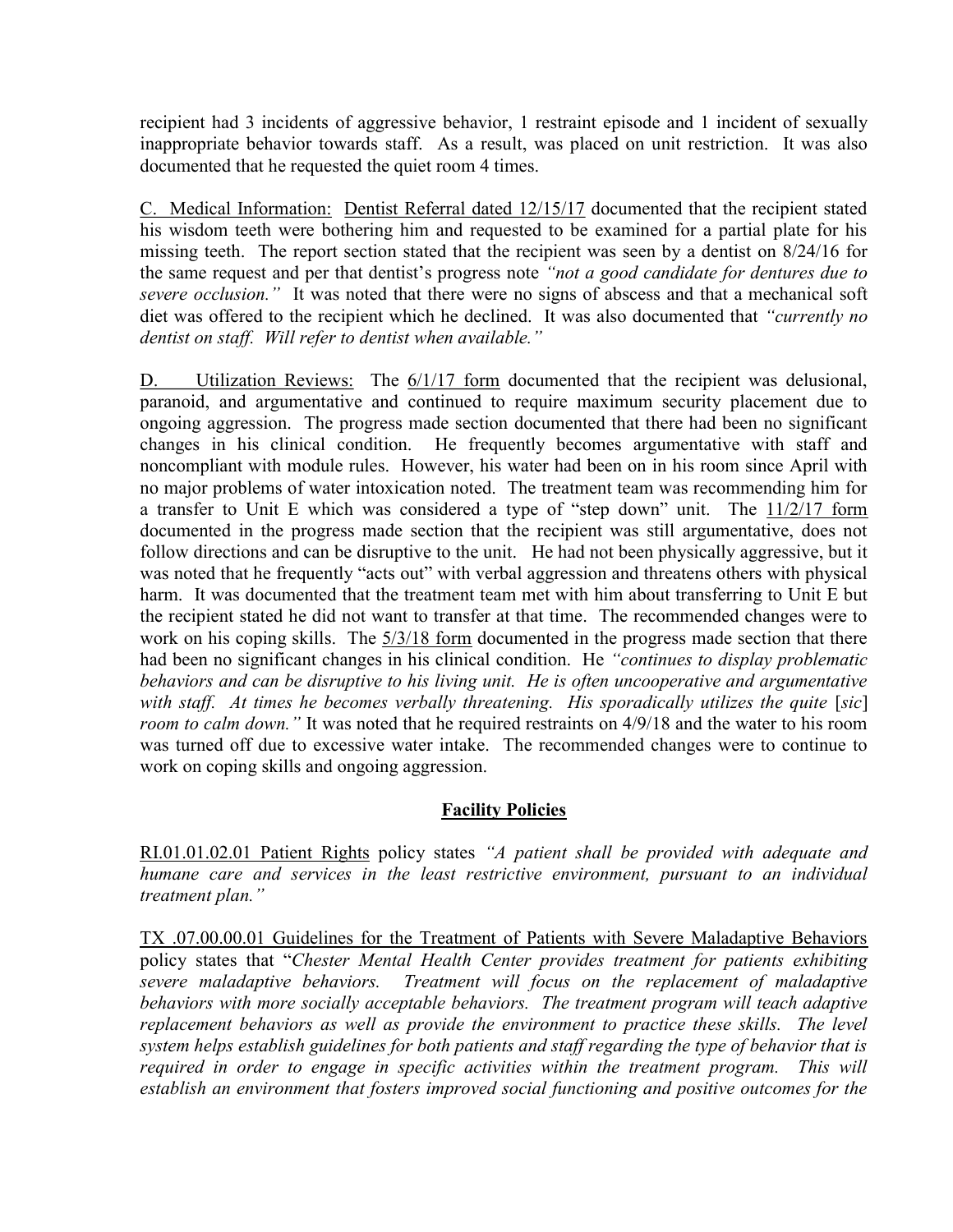recipient had 3 incidents of aggressive behavior, 1 restraint episode and 1 incident of sexually inappropriate behavior towards staff. As a result, was placed on unit restriction. It was also documented that he requested the quiet room 4 times.

C. Medical Information: Dentist Referral dated 12/15/17 documented that the recipient stated his wisdom teeth were bothering him and requested to be examined for a partial plate for his missing teeth. The report section stated that the recipient was seen by a dentist on 8/24/16 for the same request and per that dentist's progress note *"not a good candidate for dentures due to severe occlusion."* It was noted that there were no signs of abscess and that a mechanical soft diet was offered to the recipient which he declined. It was also documented that *"currently no dentist on staff. Will refer to dentist when available."*

D. Utilization Reviews: The 6/1/17 form documented that the recipient was delusional, paranoid, and argumentative and continued to require maximum security placement due to ongoing aggression. The progress made section documented that there had been no significant changes in his clinical condition. He frequently becomes argumentative with staff and noncompliant with module rules. However, his water had been on in his room since April with no major problems of water intoxication noted. The treatment team was recommending him for a transfer to Unit E which was considered a type of "step down" unit. The 11/2/17 form documented in the progress made section that the recipient was still argumentative, does not follow directions and can be disruptive to the unit. He had not been physically aggressive, but it was noted that he frequently "acts out" with verbal aggression and threatens others with physical harm. It was documented that the treatment team met with him about transferring to Unit E but the recipient stated he did not want to transfer at that time. The recommended changes were to work on his coping skills. The 5/3/18 form documented in the progress made section that there had been no significant changes in his clinical condition. He *"continues to display problematic behaviors and can be disruptive to his living unit. He is often uncooperative and argumentative with staff. At times he becomes verbally threatening. His sporadically utilizes the quite* [*sic*] *room to calm down."* It was noted that he required restraints on 4/9/18 and the water to his room was turned off due to excessive water intake. The recommended changes were to continue to work on coping skills and ongoing aggression.

## Facility Policies

RI.01.01.02.01 Patient Rights policy states *"A patient shall be provided with adequate and humane care and services in the least restrictive environment, pursuant to an individual treatment plan."*

TX .07.00.00.01 Guidelines for the Treatment of Patients with Severe Maladaptive Behaviors policy states that "*Chester Mental Health Center provides treatment for patients exhibiting severe maladaptive behaviors. Treatment will focus on the replacement of maladaptive behaviors with more socially acceptable behaviors. The treatment program will teach adaptive replacement behaviors as well as provide the environment to practice these skills. The level system helps establish guidelines for both patients and staff regarding the type of behavior that is required in order to engage in specific activities within the treatment program. This will establish an environment that fosters improved social functioning and positive outcomes for the*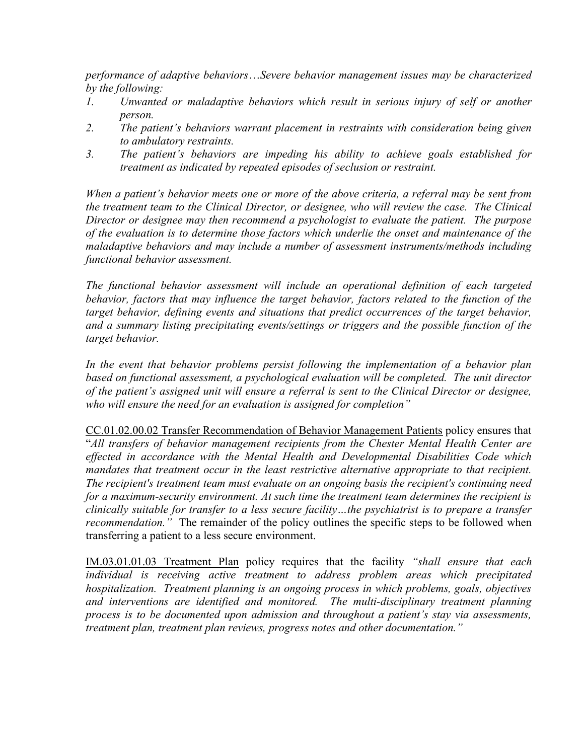*performance of adaptive behaviors…Severe behavior management issues may be characterized by the following:*

1. *Unwanted or maladaptive behaviors which result in serious injury of self or another person.*
2. *The patient's behaviors warrant placement in restraints with consideration being given to ambulatory restraints.*
3. *The patient's behaviors are impeding his ability to achieve goals established for treatment as indicated by repeated episodes of seclusion or restraint.*

*When a patient's behavior meets one or more of the above criteria, a referral may be sent from the treatment team to the Clinical Director, or designee, who will review the case. The Clinical Director or designee may then recommend a psychologist to evaluate the patient. The purpose of the evaluation is to determine those factors which underlie the onset and maintenance of the maladaptive behaviors and may include a number of assessment instruments/methods including functional behavior assessment.*

*The functional behavior assessment will include an operational definition of each targeted behavior, factors that may influence the target behavior, factors related to the function of the target behavior, defining events and situations that predict occurrences of the target behavior, and a summary listing precipitating events/settings or triggers and the possible function of the target behavior.*

*In the event that behavior problems persist following the implementation of a behavior plan based on functional assessment, a psychological evaluation will be completed. The unit director of the patient's assigned unit will ensure a referral is sent to the Clinical Director or designee, who will ensure the need for an evaluation is assigned for completion"*

<u>CC.01.02.00.02 Transfer Recommendation of Behavior Management Patients</u> policy ensures that "*All transfers of behavior management recipients from the Chester Mental Health Center are effected in accordance with the Mental Health and Developmental Disabilities Code which mandates that treatment occur in the least restrictive alternative appropriate to that recipient. The recipient's treatment team must evaluate on an ongoing basis the recipient's continuing need for a maximum-security environment. At such time the treatment team determines the recipient is clinically suitable for transfer to a less secure facility…the psychiatrist is to prepare a transfer recommendation."* The remainder of the policy outlines the specific steps to be followed when transferring a patient to a less secure environment.

<u>IM.03.01.01.03 Treatment Plan</u> policy requires that the facility *"shall ensure that each individual is receiving active treatment to address problem areas which precipitated hospitalization. Treatment planning is an ongoing process in which problems, goals, objectives and interventions are identified and monitored. The multi-disciplinary treatment planning process is to be documented upon admission and throughout a patient's stay via assessments, treatment plan, treatment plan reviews, progress notes and other documentation."*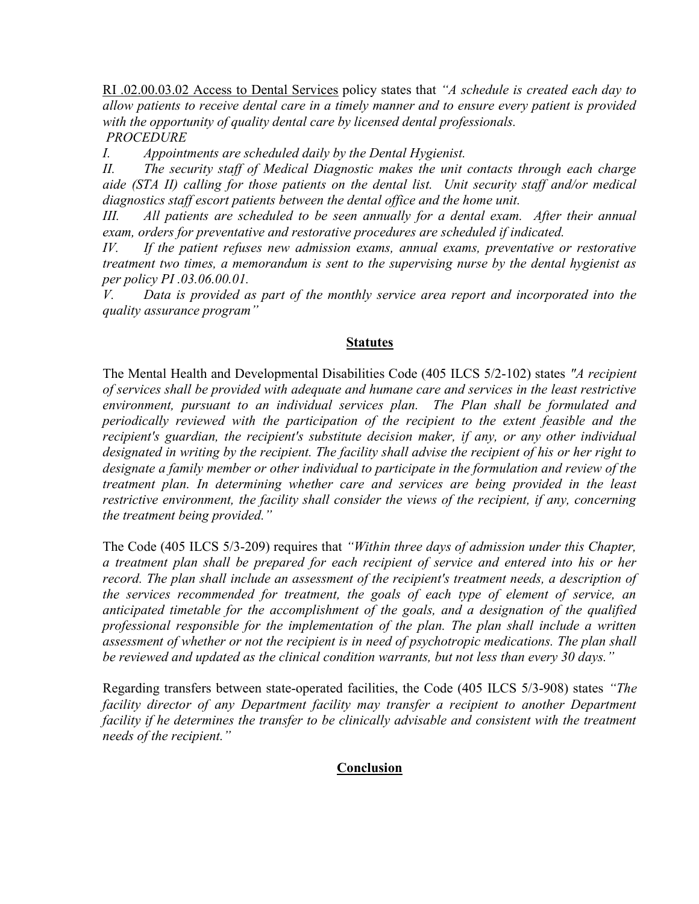<u>RI .02.00.03.02 Access to Dental Services</u> policy states that *"A schedule is created each day to allow patients to receive dental care in a timely manner and to ensure every patient is provided with the opportunity of quality dental care by licensed dental professionals.*

*PROCEDURE*

*I. Appointments are scheduled daily by the Dental Hygienist.*

*II. The security staff of Medical Diagnostic makes the unit contacts through each charge aide (STA II) calling for those patients on the dental list. Unit security staff and/or medical diagnostics staff escort patients between the dental office and the home unit.*

*III. All patients are scheduled to be seen annually for a dental exam. After their annual exam, orders for preventative and restorative procedures are scheduled if indicated.*

*IV. If the patient refuses new admission exams, annual exams, preventative or restorative treatment two times, a memorandum is sent to the supervising nurse by the dental hygienist as per policy PI .03.06.00.01.*

*V. Data is provided as part of the monthly service area report and incorporated into the quality assurance program"*

## **Statutes**

The Mental Health and Developmental Disabilities Code (405 ILCS 5/2-102) states *"A recipient of services shall be provided with adequate and humane care and services in the least restrictive environment, pursuant to an individual services plan. The Plan shall be formulated and periodically reviewed with the participation of the recipient to the extent feasible and the recipient's guardian, the recipient's substitute decision maker, if any, or any other individual designated in writing by the recipient. The facility shall advise the recipient of his or her right to designate a family member or other individual to participate in the formulation and review of the treatment plan. In determining whether care and services are being provided in the least restrictive environment, the facility shall consider the views of the recipient, if any, concerning the treatment being provided."*

The Code (405 ILCS 5/3-209) requires that *"Within three days of admission under this Chapter, a treatment plan shall be prepared for each recipient of service and entered into his or her record. The plan shall include an assessment of the recipient's treatment needs, a description of the services recommended for treatment, the goals of each type of element of service, an anticipated timetable for the accomplishment of the goals, and a designation of the qualified professional responsible for the implementation of the plan. The plan shall include a written assessment of whether or not the recipient is in need of psychotropic medications. The plan shall be reviewed and updated as the clinical condition warrants, but not less than every 30 days."*

Regarding transfers between state-operated facilities, the Code (405 ILCS 5/3-908) states *"The facility director of any Department facility may transfer a recipient to another Department facility if he determines the transfer to be clinically advisable and consistent with the treatment needs of the recipient."*

## **Conclusion**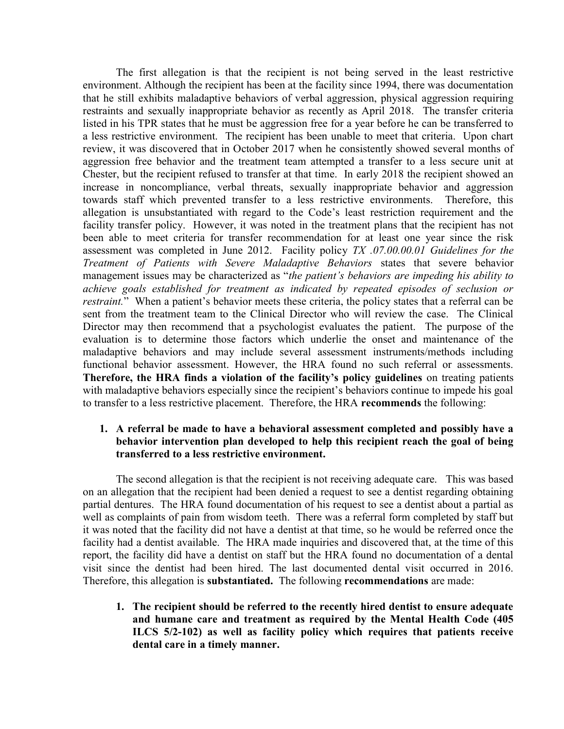The first allegation is that the recipient is not being served in the least restrictive environment. Although the recipient has been at the facility since 1994, there was documentation that he still exhibits maladaptive behaviors of verbal aggression, physical aggression requiring restraints and sexually inappropriate behavior as recently as April 2018. The transfer criteria listed in his TPR states that he must be aggression free for a year before he can be transferred to a less restrictive environment. The recipient has been unable to meet that criteria. Upon chart review, it was discovered that in October 2017 when he consistently showed several months of aggression free behavior and the treatment team attempted a transfer to a less secure unit at Chester, but the recipient refused to transfer at that time. In early 2018 the recipient showed an increase in noncompliance, verbal threats, sexually inappropriate behavior and aggression towards staff which prevented transfer to a less restrictive environments. Therefore, this allegation is unsubstantiated with regard to the Code's least restriction requirement and the facility transfer policy. However, it was noted in the treatment plans that the recipient has not been able to meet criteria for transfer recommendation for at least one year since the risk assessment was completed in June 2012. Facility policy *TX .07.00.00.01 Guidelines for the Treatment of Patients with Severe Maladaptive Behaviors* states that severe behavior management issues may be characterized as "*the patient's behaviors are impeding his ability to achieve goals established for treatment as indicated by repeated episodes of seclusion or restraint.*" When a patient's behavior meets these criteria, the policy states that a referral can be sent from the treatment team to the Clinical Director who will review the case. The Clinical Director may then recommend that a psychologist evaluates the patient. The purpose of the evaluation is to determine those factors which underlie the onset and maintenance of the maladaptive behaviors and may include several assessment instruments/methods including functional behavior assessment. However, the HRA found no such referral or assessments. **Therefore, the HRA finds a violation of the facility's policy guidelines** on treating patients with maladaptive behaviors especially since the recipient's behaviors continue to impede his goal to transfer to a less restrictive placement. Therefore, the HRA **recommends** the following:

1. **A referral be made to have a behavioral assessment completed and possibly have a behavior intervention plan developed to help this recipient reach the goal of being transferred to a less restrictive environment.**

The second allegation is that the recipient is not receiving adequate care. This was based on an allegation that the recipient had been denied a request to see a dentist regarding obtaining partial dentures. The HRA found documentation of his request to see a dentist about a partial as well as complaints of pain from wisdom teeth. There was a referral form completed by staff but it was noted that the facility did not have a dentist at that time, so he would be referred once the facility had a dentist available. The HRA made inquiries and discovered that, at the time of this report, the facility did have a dentist on staff but the HRA found no documentation of a dental visit since the dentist had been hired. The last documented dental visit occurred in 2016. Therefore, this allegation is **substantiated.** The following **recommendations** are made:

1. **The recipient should be referred to the recently hired dentist to ensure adequate and humane care and treatment as required by the Mental Health Code (405 ILCS 5/2-102) as well as facility policy which requires that patients receive dental care in a timely manner.**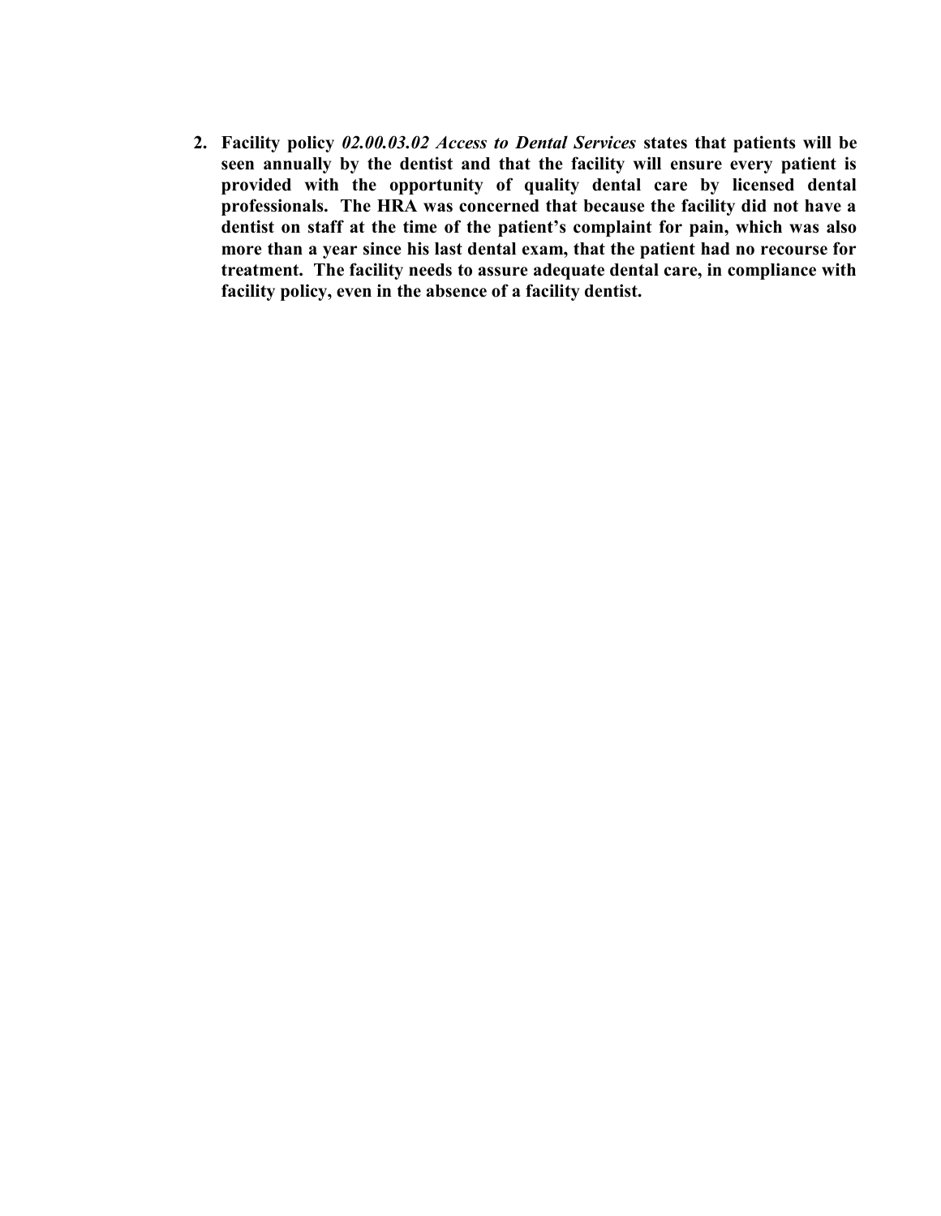2. **Facility policy *02.00.03.02 Access to Dental Services* states that patients will be seen annually by the dentist and that the facility will ensure every patient is provided with the opportunity of quality dental care by licensed dental professionals. The HRA was concerned that because the facility did not have a dentist on staff at the time of the patient's complaint for pain, which was also more than a year since his last dental exam, that the patient had no recourse for treatment. The facility needs to assure adequate dental care, in compliance with facility policy, even in the absence of a facility dentist.**